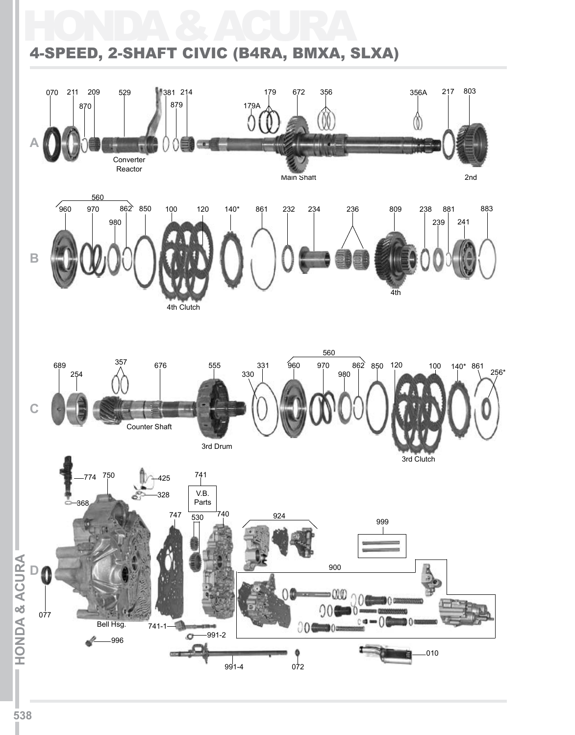# HONDA & ACURA

## 4-SPEED, 2-SHAFT CIVIC (B4RA, BMXA, SLXA)

**A**

070 211 209 870 529 381 214 879 179 179A 672 356 356A 217 803

Converter Reactor

Main Shaft

2nd

**B**

560 960 970 980 862 850 100 120 140* 861 232 234 236 809 238 881 239 241 883

4th Clutch

4th

**C**

689 254 357 676 555 331 330 560 960 970 980 862 850 120 100 140* 861 256*

Counter Shaft

3rd Drum

3rd Clutch

**D**

774 750 425 328 368 741 V.B. Parts 747 530 740 924 999 900

077

Bell Hsg.

741-1 991-2

996

991-4 072 010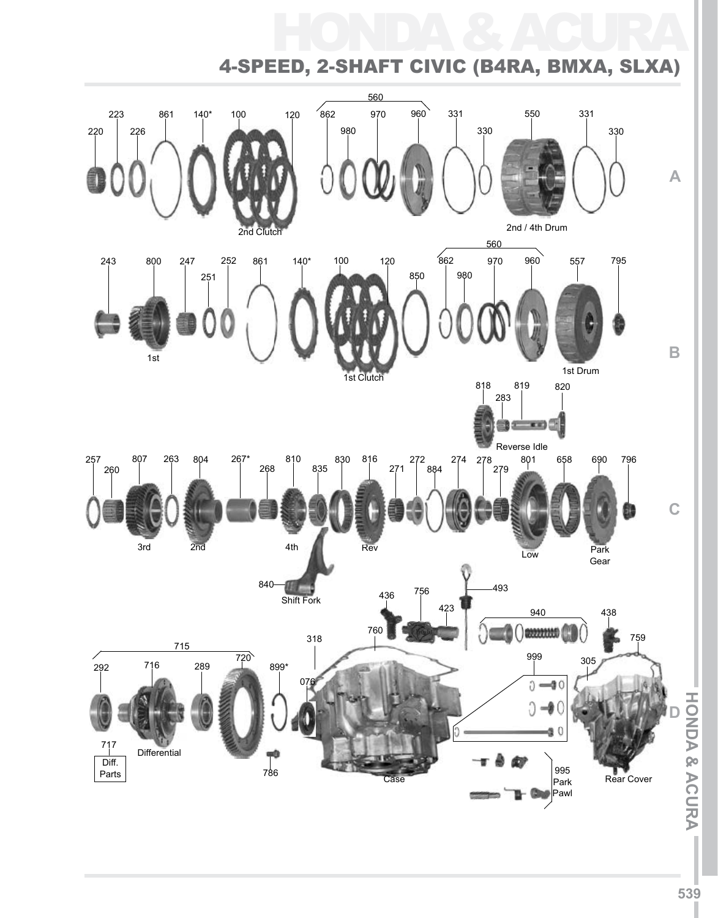# HONDA & ACURA

## 4-SPEED, 2-SHAFT CIVIC (B4RA, BMXA, SLXA)

220 223 226 861 140* 100 120 560 862 980 970 960 331 330 550 331 330

2nd Clutch

2nd / 4th Drum

A

243 800 247 251 252 861 140* 100 120 850 560 862 980 970 960 557 795

1st

1st Clutch

1st Drum

B

818 283 819 820

Reverse Idle

257 260 807 263 804 267* 268 810 835 830 816 271 272 884 274 278 279 801 658 690 796

3rd 2nd 4th Rev Low Park Gear

C

840 Shift Fork

436 756 423 493 760 940 438 759

318 715 292 716 289 720 899* 076 999 305

717 Diff. Parts

Differential

786

Case

995 Park Pawl

Rear Cover

D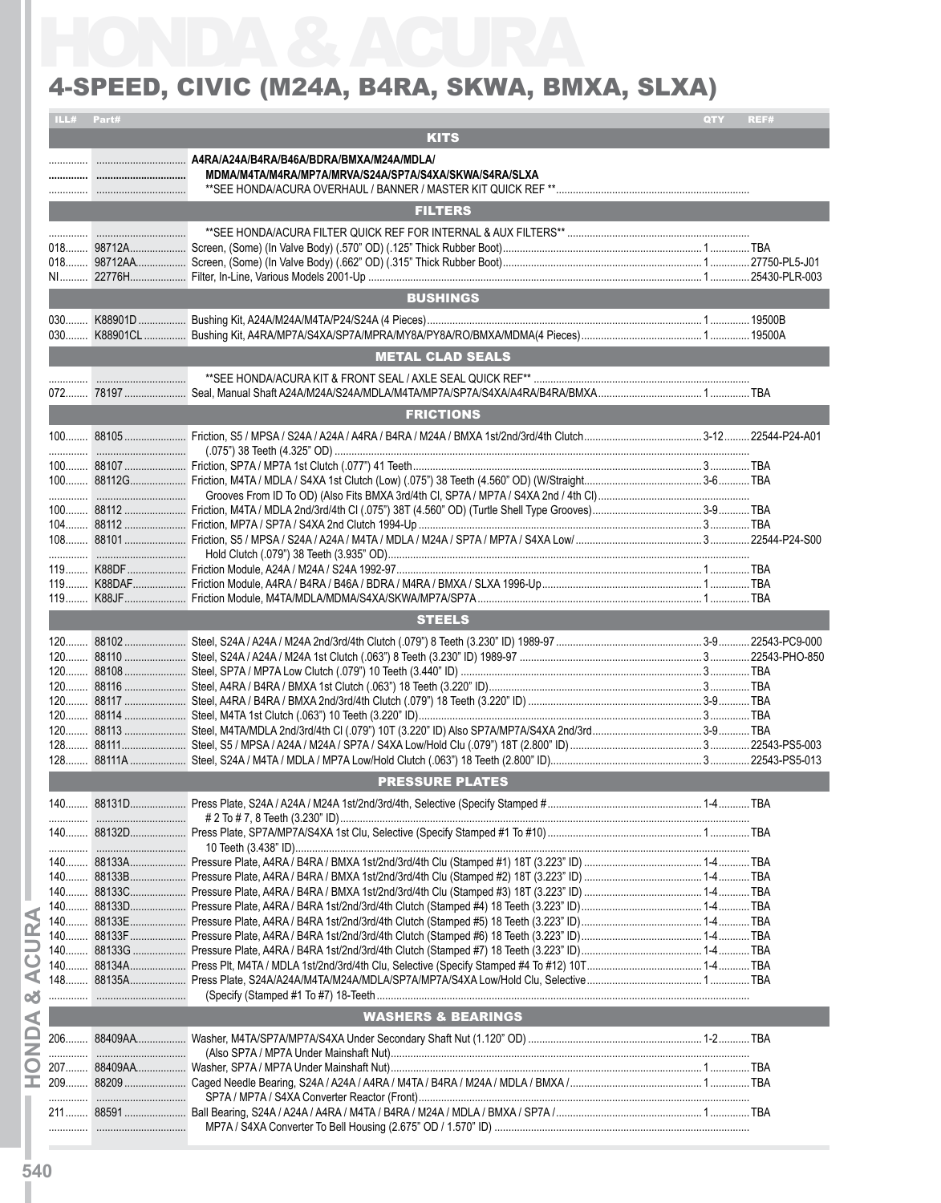# HONDA & ACURA

## 4-SPEED, CIVIC (M24A, B4RA, SKWA, BMXA, SLXA)

| ILL# | Part# | | QTY | REF# |
|---|---|---|---|---|
| | | **KITS** | | |
| | | **A4RA/A24A/B4RA/B46A/BDRA/BMXA/M24A/MDLA/** | | |
| | | **MDMA/M4TA/M4RA/MP7A/MRVA/S24A/SP7A/S4XA/SKWA/S4RA/SLXA** | | |
| | | **SEE HONDA/ACURA OVERHAUL / BANNER / MASTER KIT QUICK REF ** | | |
| | | **FILTERS** | | |
| | | **SEE HONDA/ACURA FILTER QUICK REF FOR INTERNAL & AUX FILTERS** | | |
| 018 | 98712A | Screen, (Some) (In Valve Body) (.570" OD) (.125" Thick Rubber Boot) | 1 | TBA |
| 018 | 98712AA | Screen, (Some) (In Valve Body) (.662" OD) (.315" Thick Rubber Boot) | 1 | 27750-PL5-J01 |
| NI | 22776H | Filter, In-Line, Various Models 2001-Up | 1 | 25430-PLR-003 |
| | | **BUSHINGS** | | |
| 030 | K88901D | Bushing Kit, A24A/M24A/M4TA/P24/S24A (4 Pieces) | 1 | 19500B |
| 030 | K88901CL | Bushing Kit, A4RA/MP7A/S4XA/SP7A/MPRA/MY8A/PY8A/RO/BMXA/MDMA(4 Pieces) | 1 | 19500A |
| | | **METAL CLAD SEALS** | | |
| | | **SEE HONDA/ACURA KIT & FRONT SEAL / AXLE SEAL QUICK REF** | | |
| 072 | 78197 | Seal, Manual Shaft A24A/M24A/S24A/MDLA/M4TA/MP7A/SP7A/S4XA/A4RA/B4RA/BMXA | 1 | TBA |
| | | **FRICTIONS** | | |
| 100 | 88105 | Friction, S5 / MPSA / S24A / A24A / A4RA / B4RA / M24A / BMXA 1st/2nd/3rd/4th Clutch | 3-12 | 22544-P24-A01 |
| | | (.075") 38 Teeth (4.325" OD) | | |
| 100 | 88107 | Friction, SP7A / MP7A 1st Clutch (.077") 41 Teeth | 3 | TBA |
| 100 | 88112G | Friction, M4TA / MDLA / S4XA 1st Clutch (Low) (.075") 38 Teeth (4.560" OD) (W/Straight | 3-6 | TBA |
| | | Grooves From ID To OD) (Also Fits BMXA 3rd/4th Cl, SP7A / MP7A / S4XA 2nd / 4th Cl) | | |
| 100 | 88112 | Friction, M4TA / MDLA 2nd/3rd/4th Cl (.075") 38T (4.560" OD) (Turtle Shell Type Grooves) | 3-9 | TBA |
| 104 | 88112 | Friction, MP7A / SP7A / S4XA 2nd Clutch 1994-Up | 3 | TBA |
| 108 | 88101 | Friction, S5 / MPSA / S24A / A24A / M4TA / MDLA / M24A / SP7A / MP7A / S4XA Low/ | 3 | 22544-P24-S00 |
| | | Hold Clutch (.079") 38 Teeth (3.935" OD) | | |
| 119 | K88DF | Friction Module, A24A / M24A / S24A 1992-97 | 1 | TBA |
| 119 | K88DAF | Friction Module, A4RA / B4RA / B46A / BDRA / M4RA / BMXA / SLXA 1996-Up | 1 | TBA |
| 119 | K88JF | Friction Module, M4TA/MDLA/MDMA/S4XA/SKWA/MP7A/SP7A | 1 | TBA |
| | | **STEELS** | | |
| 120 | 88102 | Steel, S24A / A24A / M24A 2nd/3rd/4th Clutch (.079") 8 Teeth (3.230" ID) 1989-97 | 3-9 | 22543-PC9-000 |
| 120 | 88110 | Steel, S24A / A24A / M24A 1st Clutch (.063") 8 Teeth (3.230" ID) 1989-97 | 3 | 22543-PHO-850 |
| 120 | 88108 | Steel, SP7A / MP7A Low Clutch (.079") 10 Teeth (3.440" ID) | 3 | TBA |
| 120 | 88116 | Steel, A4RA / B4RA / BMXA 1st Clutch (.063") 18 Teeth (3.220" ID) | 3 | TBA |
| 120 | 88117 | Steel, A4RA / B4RA / BMXA 2nd/3rd/4th Clutch (.079") 18 Teeth (3.220" ID) | 3-9 | TBA |
| 120 | 88114 | Steel, M4TA 1st Clutch (.063") 10 Teeth (3.220" ID) | 3 | TBA |
| 120 | 88113 | Steel, M4TA/MDLA 2nd/3rd/4th Cl (.079") 10T (3.220" ID) Also SP7A/MP7A/S4XA 2nd/3rd | 3-9 | TBA |
| 128 | 88111 | Steel, S5 / MPSA / A24A / M24A / SP7A / S4XA Low/Hold Clu (.079") 18T (2.800" ID) | 3 | 22543-PS5-003 |
| 128 | 88111A | Steel, S24A / M4TA / MDLA / MP7A Low/Hold Clutch (.063") 18 Teeth (2.800" ID) | 3 | 22543-PS5-013 |
| | | **PRESSURE PLATES** | | |
| 140 | 88131D | Press Plate, S24A / A24A / M24A 1st/2nd/3rd/4th, Selective (Specify Stamped # | 1-4 | TBA |
| | | # 2 To # 7, 8 Teeth (3.230" ID) | | |
| 140 | 88132D | Press Plate, SP7A/MP7A/S4XA 1st Clu, Selective (Specify Stamped #1 To #10) | 1 | TBA |
| | | 10 Teeth (3.438" ID) | | |
| 140 | 88133A | Pressure Plate, A4RA / B4RA / BMXA 1st/2nd/3rd/4th Clu (Stamped #1) 18T (3.223" ID) | 1-4 | TBA |
| 140 | 88133B | Pressure Plate, A4RA / B4RA / BMXA 1st/2nd/3rd/4th Clu (Stamped #2) 18T (3.223" ID) | 1-4 | TBA |
| 140 | 88133C | Pressure Plate, A4RA / B4RA / BMXA 1st/2nd/3rd/4th Clu (Stamped #3) 18T (3.223" ID) | 1-4 | TBA |
| 140 | 88133D | Pressure Plate, A4RA / B4RA 1st/2nd/3rd/4th Clutch (Stamped #4) 18 Teeth (3.223" ID) | 1-4 | TBA |
| 140 | 88133E | Pressure Plate, A4RA / B4RA 1st/2nd/3rd/4th Clutch (Stamped #5) 18 Teeth (3.223" ID) | 1-4 | TBA |
| 140 | 88133F | Pressure Plate, A4RA / B4RA 1st/2nd/3rd/4th Clutch (Stamped #6) 18 Teeth (3.223" ID) | 1-4 | TBA |
| 140 | 88133G | Pressure Plate, A4RA / B4RA 1st/2nd/3rd/4th Clutch (Stamped #7) 18 Teeth (3.223" ID) | 1-4 | TBA |
| 140 | 88134A | Press Plt, M4TA / MDLA 1st/2nd/3rd/4th Clu, Selective (Specify Stamped #4 To #12) 10T | 1-4 | TBA |
| 148 | 88135A | Press Plate, S24A/A24A/M4TA/M24A/MDLA/SP7A/MP7A/S4XA Low/Hold Clu, Selective | 1 | TBA |
| | | (Specify (Stamped #1 To #7) 18-Teeth | | |
| | | **WASHERS & BEARINGS** | | |
| 206 | 88409AA | Washer, M4TA/SP7A/MP7A/S4XA Under Secondary Shaft Nut (1.120" OD) | 1-2 | TBA |
| | | (Also SP7A / MP7A Under Mainshaft Nut) | | |
| 207 | 88409AA | Washer, SP7A / MP7A Under Mainshaft Nut) | 1 | TBA |
| 209 | 88209 | Caged Needle Bearing, S24A / A24A / A4RA / M4TA / B4RA / M24A / MDLA / BMXA / | 1 | TBA |
| | | SP7A / MP7A / S4XA Converter Reactor (Front) | | |
| 211 | 88591 | Ball Bearing, S24A / A24A / A4RA / M4TA / B4RA / M24A / MDLA / BMXA / SP7A / | 1 | TBA |
| | | MP7A / S4XA Converter To Bell Housing (2.675" OD / 1.570" ID) | | |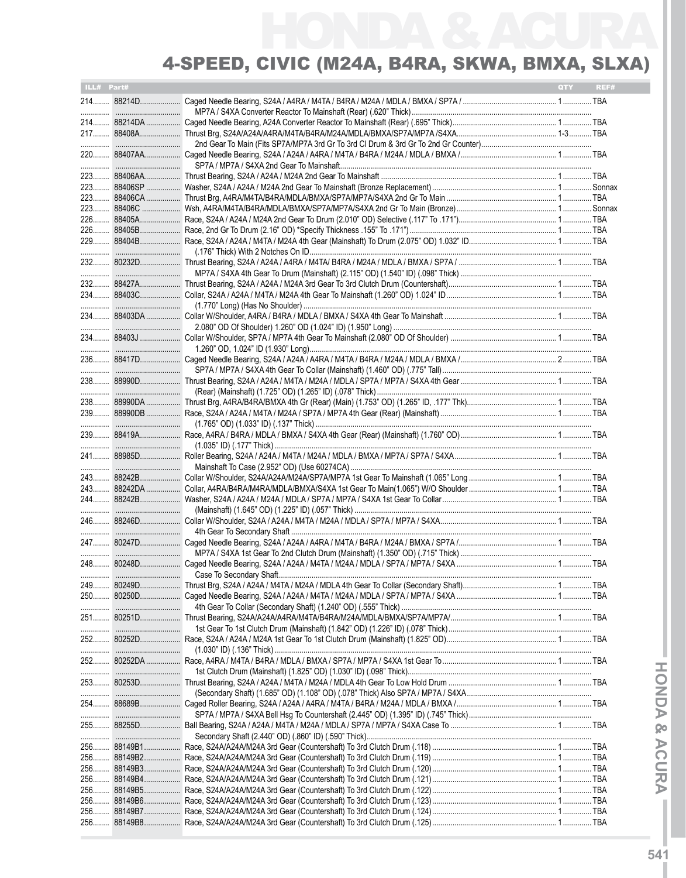# 4-SPEED, CIVIC (M24A, B4RA, SKWA, BMXA, SLXA)

| ILL# | Part# | | QTY | REF# |
|---|---|---|---|---|
| 214 | 88214D | Caged Needle Bearing, S24A / A4RA / M4TA / B4RA / M24A / MDLA / BMXA / SP7A / MP7A / S4XA Converter Reactor To Mainshaft (Rear) (.620" Thick) | 1 | TBA |
| 214 | 88214DA | Caged Needle Bearing, A24A Converter Reactor To Mainshaft (Rear) (.695" Thick) | 1 | TBA |
| 217 | 88408A | Thrust Brg, S24A/A24A/A4RA/M4TA/B4RA/M24A/MDLA/BMXA/SP7A/MP7A /S4XA 2nd Gear To Main (Fits SP7A/MP7A 3rd Gr To 3rd Cl Drum & 3rd Gr To 2nd Gr Counter) | 1-3 | TBA |
| 220 | 88407AA | Caged Needle Bearing, S24A / A24A / A4RA / M4TA / B4RA / M24A / MDLA / BMXA / SP7A / MP7A / S4XA 2nd Gear To Mainshaft | 1 | TBA |
| 223 | 88406AA | Thrust Bearing, S24A / A24A / M24A 2nd Gear To Mainshaft | 1 | TBA |
| 223 | 88406SP | Washer, S24A / A24A / M24A 2nd Gear To Mainshaft (Bronze Replacement) | 1 | Sonnax |
| 223 | 88406CA | Thrust Brg, A4RA/M4TA/B4RA/MDLA/BMXA/SP7A/MP7A/S4XA 2nd Gr To Main | 1 | TBA |
| 223 | 88406C | Wsh, A4RA/M4TA/B4RA/MDLA/BMXA/SP7A/MP7A/S4XA 2nd Gr To Main (Bronze) | 1 | Sonnax |
| 226 | 88405A | Race, S24A / A24A / M24A 2nd Gear To Drum (2.010" OD) Selective (.117" To .171") | 1 | TBA |
| 226 | 88405B | Race, 2nd Gr To Drum (2.16" OD) *Specify Thickness .155" To .171") | 1 | TBA |
| 229 | 88404B | Race, S24A / A24A / M4TA / M24A 4th Gear (Mainshaft) To Drum (2.075" OD) 1.032" ID (.176" Thick) With 2 Notches On ID | 1 | TBA |
| 232 | 80232D | Thrust Bearing, S24A / A24A / A4RA / M4TA/ B4RA / M24A / MDLA / BMXA / SP7A / MP7A / S4XA 4th Gear To Drum (Mainshaft) (2.115" OD) (1.540" ID) (.098" Thick) | 1 | TBA |
| 232 | 88427A | Thrust Bearing, S24A / A24A / M24A 3rd Gear To 3rd Clutch Drum (Countershaft) | 1 | TBA |
| 234 | 88403C | Collar, S24A / A24A / M4TA / M24A 4th Gear To Mainshaft (1.260" OD) 1.024" ID (1.770" Long) (Has No Shoulder) | 1 | TBA |
| 234 | 88403DA | Collar W/Shoulder, A4RA / B4RA / MDLA / BMXA / S4XA 4th Gear To Mainshaft 2.080" OD Of Shoulder) 1.260" OD (1.024" ID) (1.950" Long) | 1 | TBA |
| 234 | 88403J | Collar W/Shoulder, SP7A / MP7A 4th Gear To Mainshaft (2.080" OD Of Shoulder) 1.260" OD, 1.024" ID (1.930" Long) | 1 | TBA |
| 236 | 88417D | Caged Needle Bearing, S24A / A24A / A4RA / M4TA / B4RA / M24A / MDLA / BMXA / SP7A / MP7A / S4XA 4th Gear To Collar (Mainshaft) (1.460" OD) (.775" Tall) | 2 | TBA |
| 238 | 88990D | Thrust Bearing, S24A / A24A / M4TA / M24A / MDLA / SP7A / MP7A / S4XA 4th Gear (Rear) (Mainshaft) (1.725" OD) (1.265" ID) (.078" Thick) | 1 | TBA |
| 238 | 88990DA | Thrust Brg, A4RA/B4RA/BMXA 4th Gr (Rear) (Main) (1.753" OD) (1.265" ID, .177" Thk) | 1 | TBA |
| 239 | 88990DB | Race, S24A / A24A / M4TA / M24A / SP7A / MP7A 4th Gear (Rear) (Mainshaft) (1.765" OD) (1.033" ID) (.137" Thick) | 1 | TBA |
| 239 | 88419A | Race, A4RA / B4RA / MDLA / BMXA / S4XA 4th Gear (Rear) (Mainshaft) (1.760" OD) (1.035" ID) (.177" Thick) | 1 | TBA |
| 241 | 88985D | Roller Bearing, S24A / A24A / M4TA / M24A / MDLA / BMXA / MP7A / SP7A / S4XA Mainshaft To Case (2.952" OD) (Use 60274CA) | 1 | TBA |
| 243 | 88242B | Collar W/Shoulder, S24A/A24A/M24A/SP7A/MP7A 1st Gear To Mainshaft (1.065" Long | 1 | TBA |
| 243 | 88242DA | Collar, A4RA/B4RA/M4RA/MDLA/BMXA/S4XA 1st Gear To Main(1.065") W/O Shoulder | 1 | TBA |
| 244 | 88242B | Washer, S24A / A24A / M24A / MDLA / SP7A / MP7A / S4XA 1st Gear To Collar (Mainshaft) (1.645" OD) (1.225" ID) (.057" Thick) | 1 | TBA |
| 246 | 88246D | Collar W/Shoulder, S24A / A24A / M4TA / M24A / MDLA / SP7A / MP7A / S4XA 4th Gear To Secondary Shaft | 1 | TBA |
| 247 | 80247D | Caged Needle Bearing, S24A / A24A / A4RA / M4TA / B4RA / M24A / BMXA / SP7A / MP7A / S4XA 1st Gear To 2nd Clutch Drum (Mainshaft) (1.350" OD) (.715" Thick) | 1 | TBA |
| 248 | 80248D | Caged Needle Bearing, S24A / A24A / M4TA / M24A / MDLA / SP7A / MP7A / S4XA Case To Secondary Shaft | 1 | TBA |
| 249 | 80249D | Thrust Brg, S24A / A24A / M4TA / M24A / MDLA 4th Gear To Collar (Secondary Shaft) | 1 | TBA |
| 250 | 80250D | Caged Needle Bearing, S24A / A24A / M4TA / M24A / MDLA / SP7A / MP7A / S4XA 4th Gear To Collar (Secondary Shaft) (1.240" OD) (.555" Thick) | 1 | TBA |
| 251 | 80251D | Thrust Bearing, S24A/A24A/A4RA/M4TA/B4RA/M24A/MDLA/BMXA/SP7A/MP7A/ 1st Gear To 1st Clutch Drum (Mainshaft) (1.842" OD) (1.226" ID) (.078" Thick) | 1 | TBA |
| 252 | 80252D | Race, S24A / A24A / M24A 1st Gear To 1st Clutch Drum (Mainshaft) (1.825" OD) (1.030" ID) (.136" Thick) | 1 | TBA |
| 252 | 80252DA | Race, A4RA / M4TA / B4RA / MDLA / BMXA / SP7A / MP7A / S4XA 1st Gear To 1st Clutch Drum (Mainshaft) (1.825" OD) (1.030" ID) (.098" Thick) | 1 | TBA |
| 253 | 80253D | Thrust Bearing, S24A / A24A / M4TA / M24A / MDLA 4th Gear To Low Hold Drum (Secondary Shaft) (1.685" OD) (1.108" OD) (.078" Thick) Also SP7A / MP7A / S4XA | 1 | TBA |
| 254 | 88689B | Caged Roller Bearing, S24A / A24A / A4RA / M4TA / B4RA / M24A / MDLA / BMXA / SP7A / MP7A / S4XA Bell Hsg To Countershaft (2.445" OD) (1.395" ID) (.745" Thick) | 1 | TBA |
| 255 | 88255D | Ball Bearing, S24A / A24A / M4TA / M24A / MDLA / SP7A / MP7A / S4XA Case To Secondary Shaft (2.440" OD) (.860" ID) (.590" Thick) | 1 | TBA |
| 256 | 88149B1 | Race, S24A/A24A/M24A 3rd Gear (Countershaft) To 3rd Clutch Drum (.118) | 1 | TBA |
| 256 | 88149B2 | Race, S24A/A24A/M24A 3rd Gear (Countershaft) To 3rd Clutch Drum (.119) | 1 | TBA |
| 256 | 88149B3 | Race, S24A/A24A/M24A 3rd Gear (Countershaft) To 3rd Clutch Drum (.120) | 1 | TBA |
| 256 | 88149B4 | Race, S24A/A24A/M24A 3rd Gear (Countershaft) To 3rd Clutch Drum (.121) | 1 | TBA |
| 256 | 88149B5 | Race, S24A/A24A/M24A 3rd Gear (Countershaft) To 3rd Clutch Drum (.122) | 1 | TBA |
| 256 | 88149B6 | Race, S24A/A24A/M24A 3rd Gear (Countershaft) To 3rd Clutch Drum (.123) | 1 | TBA |
| 256 | 88149B7 | Race, S24A/A24A/M24A 3rd Gear (Countershaft) To 3rd Clutch Drum (.124) | 1 | TBA |
| 256 | 88149B8 | Race, S24A/A24A/M24A 3rd Gear (Countershaft) To 3rd Clutch Drum (.125) | 1 | TBA |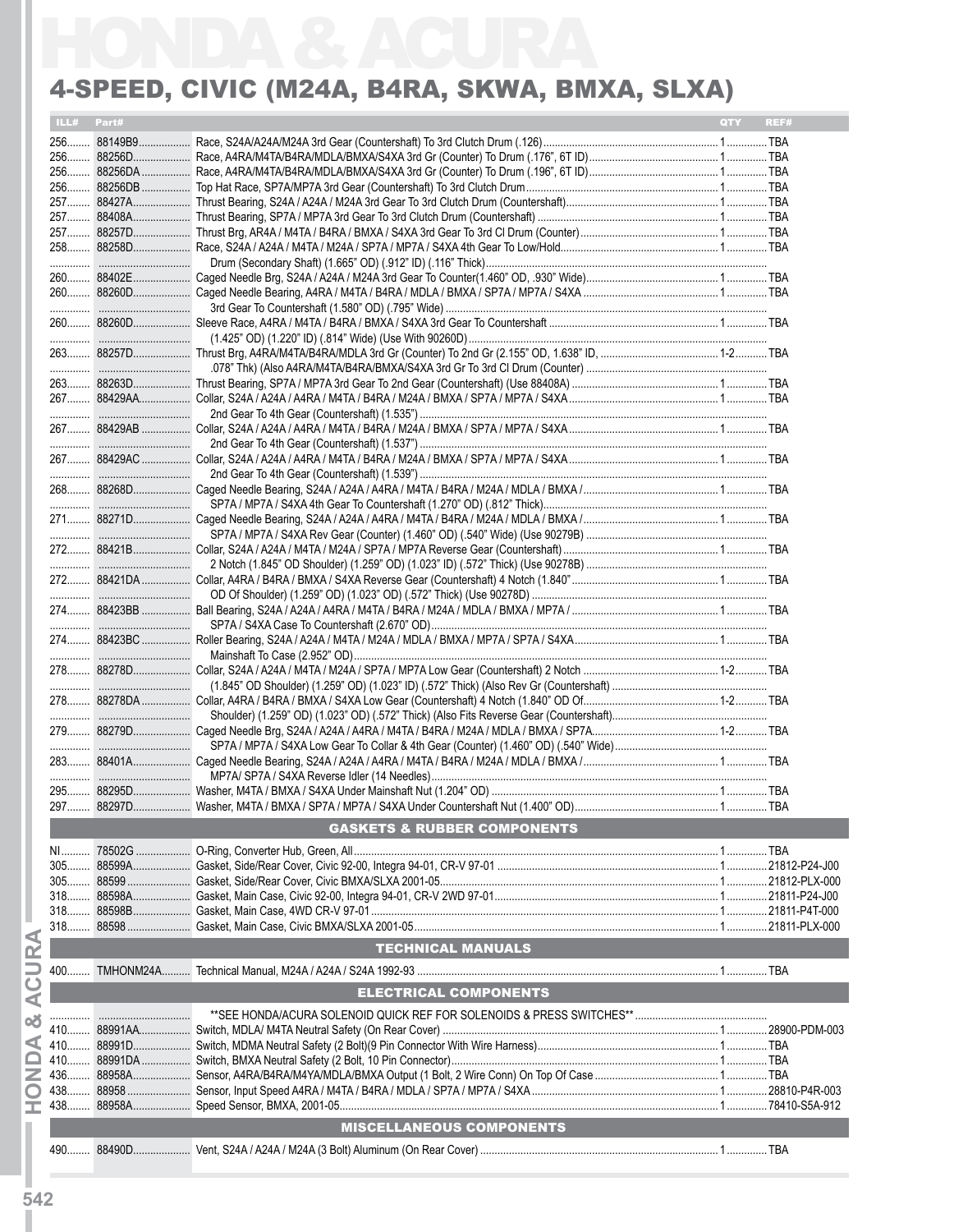# HONDA & ACURA

## 4-SPEED, CIVIC (M24A, B4RA, SKWA, BMXA, SLXA)

| ILL# | Part# | | QTY | REF# |
|---|---|---|---|---|
| 256 | 88149B9 | Race, S24A/A24A/M24A 3rd Gear (Countershaft) To 3rd Clutch Drum (.126) | 1 | TBA |
| 256 | 88256D | Race, A4RA/M4TA/B4RA/MDLA/BMXA/S4XA 3rd Gr (Counter) To Drum (.176", 6T ID) | 1 | TBA |
| 256 | 88256DA | Race, A4RA/M4TA/B4RA/MDLA/BMXA/S4XA 3rd Gr (Counter) To Drum (.196", 6T ID) | 1 | TBA |
| 256 | 88256DB | Top Hat Race, SP7A/MP7A 3rd Gear (Countershaft) To 3rd Clutch Drum | 1 | TBA |
| 257 | 88427A | Thrust Bearing, S24A / A24A / M24A 3rd Gear To 3rd Clutch Drum (Countershaft) | 1 | TBA |
| 257 | 88408A | Thrust Bearing, SP7A / MP7A 3rd Gear To 3rd Clutch Drum (Countershaft) | 1 | TBA |
| 257 | 88257D | Thrust Brg, AR4A / M4TA / B4RA / BMXA / S4XA 3rd Gear To 3rd Cl Drum (Counter) | 1 | TBA |
| 258 | 88258D | Race, S24A / A24A / M4TA / M24A / SP7A / MP7A / S4XA 4th Gear To Low/Hold Drum (Secondary Shaft) (1.665" OD) (.912" ID) (.116" Thick) | 1 | TBA |
| 260 | 88402E | Caged Needle Brg, S24A / A24A / M24A 3rd Gear To Counter(1.460" OD, .930" Wide) | 1 | TBA |
| 260 | 88260D | Caged Needle Bearing, A4RA / M4TA / B4RA / MDLA / BMXA / SP7A / MP7A / S4XA 3rd Gear To Countershaft (1.580" OD) (.795" Wide) | 1 | TBA |
| 260 | 88260D | Sleeve Race, A4RA / M4TA / B4RA / BMXA / S4XA 3rd Gear To Countershaft (1.425" OD) (1.220" ID) (.814" Wide) (Use With 90260D) | 1 | TBA |
| 263 | 88257D | Thrust Brg, A4RA/M4TA/B4RA/MDLA 3rd Gr (Counter) To 2nd Gr (2.155" OD, 1.638" ID, .078" Thk) (Also A4RA/M4TA/B4RA/BMXA/S4XA 3rd Gr To 3rd Cl Drum (Counter) | 1-2 | TBA |
| 263 | 88263D | Thrust Bearing, SP7A / MP7A 3rd Gear To 2nd Gear (Countershaft) (Use 88408A) | 1 | TBA |
| 267 | 88429AA | Collar, S24A / A24A / A4RA / M4TA / B4RA / M24A / BMXA / SP7A / MP7A / S4XA 2nd Gear To 4th Gear (Countershaft) (1.535") | 1 | TBA |
| 267 | 88429AB | Collar, S24A / A24A / A4RA / M4TA / B4RA / M24A / BMXA / SP7A / MP7A / S4XA 2nd Gear To 4th Gear (Countershaft) (1.537") | 1 | TBA |
| 267 | 88429AC | Collar, S24A / A24A / A4RA / M4TA / B4RA / M24A / BMXA / SP7A / MP7A / S4XA 2nd Gear To 4th Gear (Countershaft) (1.539") | 1 | TBA |
| 268 | 88268D | Caged Needle Bearing, S24A / A24A / A4RA / M4TA / B4RA / M24A / MDLA / BMXA / SP7A / MP7A / S4XA 4th Gear To Countershaft (1.270" OD) (.812" Thick) | 1 | TBA |
| 271 | 88271D | Caged Needle Bearing, S24A / A24A / A4RA / M4TA / B4RA / M24A / MDLA / BMXA / SP7A / MP7A / S4XA Rev Gear (Counter) (1.460" OD) (.540" Wide) (Use 90279B) | 1 | TBA |
| 272 | 88421B | Collar, S24A / A24A / M4TA / M24A / SP7A / MP7A Reverse Gear (Countershaft) 2 Notch (1.845" OD Shoulder) (1.259" OD) (1.023" ID) (.572" Thick) (Use 90278B) | 1 | TBA |
| 272 | 88421DA | Collar, A4RA / B4RA / BMXA / S4XA Reverse Gear (Countershaft) 4 Notch (1.840" OD Of Shoulder) (1.259" OD) (1.023" OD) (.572" Thick) (Use 90278D) | 1 | TBA |
| 274 | 88423BB | Ball Bearing, S24A / A24A / A4RA / M4TA / B4RA / M24A / MDLA / BMXA / MP7A / SP7A / S4XA Case To Countershaft (2.670" OD) | 1 | TBA |
| 274 | 88423BC | Roller Bearing, S24A / A24A / M4TA / M24A / MDLA / BMXA / MP7A / SP7A / S4XA Mainshaft To Case (2.952" OD) | 1 | TBA |
| 278 | 88278D | Collar, S24A / A24A / M4TA / M24A / SP7A / MP7A Low Gear (Countershaft) 2 Notch (1.845" OD Shoulder) (1.259" OD) (1.023" ID) (.572" Thick) (Also Rev Gr (Countershaft) | 1-2 | TBA |
| 278 | 88278DA | Collar, A4RA / B4RA / BMXA / S4XA Low Gear (Countershaft) 4 Notch (1.840" OD Of Shoulder) (1.259" OD) (1.023" OD) (.572" Thick) (Also Fits Reverse Gear (Countershaft) | 1-2 | TBA |
| 279 | 88279D | Caged Needle Brg, S24A / A24A / A4RA / M4TA / B4RA / M24A / MDLA / BMXA / SP7A / SP7A / MP7A / S4XA Low Gear To Collar & 4th Gear (Counter) (1.460" OD) (.540" Wide) | 1-2 | TBA |
| 283 | 88401A | Caged Needle Bearing, S24A / A24A / A4RA / M4TA / B4RA / M24A / MDLA / BMXA / MP7A/ SP7A / S4XA Reverse Idler (14 Needles) | 1 | TBA |
| 295 | 88295D | Washer, M4TA / BMXA / S4XA Under Mainshaft Nut (1.204" OD) | 1 | TBA |
| 297 | 88297D | Washer, M4TA / BMXA / SP7A / MP7A / S4XA Under Countershaft Nut (1.400" OD) | 1 | TBA |
| | | **GASKETS & RUBBER COMPONENTS** | | |
| NI | 78502G | O-Ring, Converter Hub, Green, All | 1 | TBA |
| 305 | 88599A | Gasket, Side/Rear Cover, Civic 92-00, Integra 94-01, CR-V 97-01 | 1 | 21812-P24-J00 |
| 305 | 88599 | Gasket, Side/Rear Cover, Civic BMXA/SLXA 2001-05 | 1 | 21812-PLX-000 |
| 318 | 88598A | Gasket, Main Case, Civic 92-00, Integra 94-01, CR-V 2WD 97-01 | 1 | 21811-P24-J00 |
| 318 | 88598B | Gasket, Main Case, 4WD CR-V 97-01 | 1 | 21811-P4T-000 |
| 318 | 88598 | Gasket, Main Case, Civic BMXA/SLXA 2001-05 | 1 | 21811-PLX-000 |
| | | **TECHNICAL MANUALS** | | |
| 400 | TMHONM24A | Technical Manual, M24A / A24A / S24A 1992-93 | 1 | TBA |
| | | **ELECTRICAL COMPONENTS** | | |
| | | **SEE HONDA/ACURA SOLENOID QUICK REF FOR SOLENOIDS & PRESS SWITCHES** | | |
| 410 | 88991AA | Switch, MDLA/ M4TA Neutral Safety (On Rear Cover) | 1 | 28900-PDM-003 |
| 410 | 88991D | Switch, MDMA Neutral Safety (2 Bolt)(9 Pin Connector With Wire Harness) | 1 | TBA |
| 410 | 88991DA | Switch, BMXA Neutral Safety (2 Bolt, 10 Pin Connector) | 1 | TBA |
| 436 | 88958A | Sensor, A4RA/B4RA/M4YA/MDLA/BMXA Output (1 Bolt, 2 Wire Conn) On Top Of Case | 1 | TBA |
| 438 | 88958 | Sensor, Input Speed A4RA / M4TA / B4RA / MDLA / SP7A / MP7A / S4XA | 1 | 28810-P4R-003 |
| 438 | 88958A | Speed Sensor, BMXA, 2001-05 | 1 | 78410-S5A-912 |
| | | **MISCELLANEOUS COMPONENTS** | | |
| 490 | 88490D | Vent, S24A / A24A / M24A (3 Bolt) Aluminum (On Rear Cover) | 1 | TBA |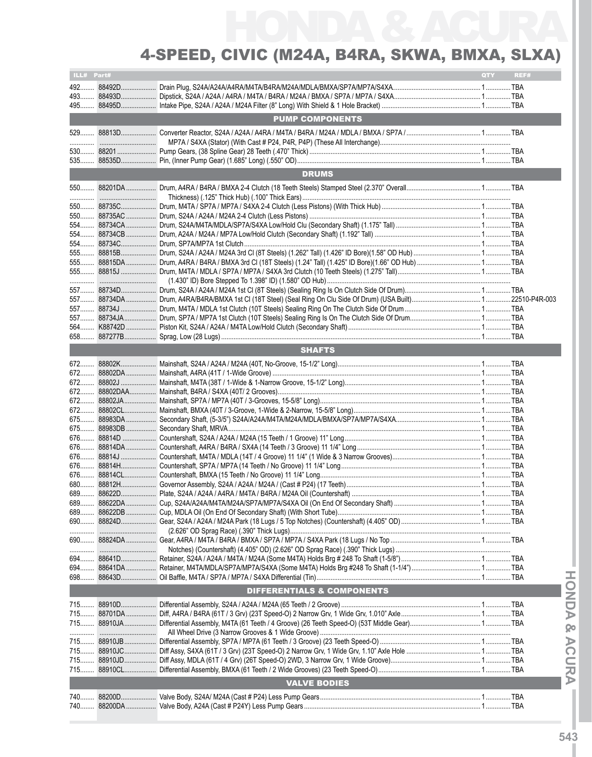# 4-SPEED, CIVIC (M24A, B4RA, SKWA, BMXA, SLXA)

| ILL# | Part# | Description | QTY | REF# |
|---|---|---|---|---|
| 492 | 88492D | Drain Plug, S24A/A24A/A4RA/M4TA/B4RA/M24A/MDLA/BMXA/SP7A/MP7A/S4XA | 1 | TBA |
| 493 | 88493D | Dipstick, S24A / A24A / A4RA / M4TA / B4RA / M24A / BMXA / SP7A / MP7A / S4XA | 1 | TBA |
| 495 | 88495D | Intake Pipe, S24A / A24A / M24A Filter (8" Long) With Shield & 1 Hole Bracket) | 1 | TBA |
| | | **PUMP COMPONENTS** | | |
| 529 | 88813D | Converter Reactor, S24A / A24A / A4RA / M4TA / B4RA / M24A / MDLA / BMXA / SP7A / MP7A / S4XA (Stator) (With Cast # P24, P4R, P4P) (These All Interchange) | 1 | TBA |
| 530 | 88201 | Pump Gears, (38 Spline Gear) 28 Teeth (.470" Thick) | 1 | TBA |
| 535 | 88535D | Pin, (Inner Pump Gear) (1.685" Long) (.550" OD) | 1 | TBA |
| | | **DRUMS** | | |
| 550 | 88201DA | Drum, A4RA / B4RA / BMXA 2-4 Clutch (18 Teeth Steels) Stamped Steel (2.370" Overall Thickness) (.125" Thick Hub) (.100" Thick Ears) | 1 | TBA |
| 550 | 88735C | Drum, M4TA / SP7A / MP7A / S4XA 2-4 Clutch (Less Pistons) (With Thick Hub) | 1 | TBA |
| 550 | 88735AC | Drum, S24A / A24A / M24A 2-4 Clutch (Less Pistons) | 1 | TBA |
| 554 | 88734CA | Drum, S24A/M4TA/MDLA/SP7A/S4XA Low/Hold Clu (Secondary Shaft) (1.175" Tall) | 1 | TBA |
| 554 | 88734CB | Drum, A24A / M24A / MP7A Low/Hold Clutch (Secondary Shaft) (1.192" Tall) | 1 | TBA |
| 554 | 88734C | Drum, SP7A/MP7A 1st Clutch | 1 | TBA |
| 555 | 88815B | Drum, S24A / A24A / M24A 3rd Cl (8T Steels) (1.262" Tall) (1.426" ID Bore)(1.58" OD Hub) | 1 | TBA |
| 555 | 88815DA | Drum, A4RA / B4RA / BMXA 3rd Cl (18T Steels) (1.24" Tall) (1.425" ID Bore)(1.66" OD Hub) | 1 | TBA |
| 555 | 88815J | Drum, M4TA / MDLA / SP7A / MP7A / S4XA 3rd Clutch (10 Teeth Steels) (1.275" Tall) (1.430" ID) Bore Stepped To 1.398" ID) (1.580" OD Hub) | 1 | TBA |
| 557 | 88734D | Drum, S24A / A24A / M24A 1st Cl (8T Steels) (Sealing Ring Is On Clutch Side Of Drum) | 1 | TBA |
| 557 | 88734DA | Drum, A4RA/B4RA/BMXA 1st Cl (18T Steel) (Seal Ring On Clu Side Of Drum) (USA Built) | 1 | 22510-P4R-003 |
| 557 | 88734J | Drum, M4TA / MDLA 1st Clutch (10T Steels) Sealing Ring On The Clutch Side Of Drum | 1 | TBA |
| 557 | 88734JA | Drum, SP7A / MP7A 1st Clutch (10T Steels) Sealing Ring Is On The Clutch Side Of Drum | 1 | TBA |
| 564 | K88742D | Piston Kit, S24A / A24A / M4TA Low/Hold Clutch (Secondary Shaft) | 1 | TBA |
| 658 | 887277B | Sprag, Low (28 Lugs) | 1 | TBA |
| | | **SHAFTS** | | |
| 672 | 88802K | Mainshaft, S24A / A24A / M24A (40T, No-Groove, 15-1/2" Long) | 1 | TBA |
| 672 | 88802DA | Mainshaft, A4RA (41T / 1-Wide Groove) | 1 | TBA |
| 672 | 88802J | Mainshaft, M4TA (38T / 1-Wide & 1-Narrow Groove, 15-1/2" Long) | 1 | TBA |
| 672 | 88802DAA | Mainshaft, B4RA / S4XA (40T/ 2 Grooves) | 1 | TBA |
| 672 | 88802JA | Mainshaft, SP7A / MP7A (40T / 3-Grooves, 15-5/8" Long) | 1 | TBA |
| 672 | 88802CL | Mainshaft, BMXA (40T / 3-Groove, 1-Wide & 2-Narrow, 15-5/8" Long) | 1 | TBA |
| 675 | 88983DA | Secondary Shaft, (5-3/5") S24A/A24A/M4TA/M24A/MDLA/BMXA/SP7A/MP7A/S4XA | 1 | TBA |
| 675 | 88983DB | Secondary Shaft, MRVA | 1 | TBA |
| 676 | 88814D | Countershaft, S24A / A24A / M24A (15 Teeth / 1 Groove) 11" Long | 1 | TBA |
| 676 | 88814DA | Countershaft, A4RA / B4RA / SX4A (14 Teeth / 3 Groove) 11 1/4" Long | 1 | TBA |
| 676 | 88814J | Countershaft, M4TA / MDLA (14T / 4 Groove) 11 1/4" (1 Wide & 3 Narrow Grooves) | 1 | TBA |
| 676 | 88814H | Countershaft, SP7A / MP7A (14 Teeth / No Groove) 11 1/4" Long | 1 | TBA |
| 676 | 88814CL | Countershaft, BMXA (15 Teeth / No Groove) 11 1/4" Long | 1 | TBA |
| 680 | 88812H | Governor Assembly, S24A / A24A / M24A / (Cast # P24) (17 Teeth) | 1 | TBA |
| 689 | 88622D | Plate, S24A / A24A / A4RA / M4TA / B4RA / M24A Oil (Countershaft) | 1 | TBA |
| 689 | 88622DA | Cup, S24A/A24A/M4TA/M24A/SP7A/MP7A/S4XA Oil (On End Of Secondary Shaft) | 1 | TBA |
| 689 | 88622DB | Cup, MDLA Oil (On End Of Secondary Shaft) (With Short Tube) | 1 | TBA |
| 690 | 88824D | Gear, S24A / A24A / M24A Park (18 Lugs / 5 Top Notches) (Countershaft) (4.405" OD) (2.626" OD Sprag Race) (.390" Thick Lugs) | 1 | TBA |
| 690 | 88824DA | Gear, A4RA / M4TA / B4RA / BMXA / SP7A / MP7A / S4XA Park (18 Lugs / No Top Notches) (Countershaft) (4.405" OD) (2.626" OD Sprag Race) (.390" Thick Lugs) | 1 | TBA |
| 694 | 88641D | Retainer, S24A / A24A / M4TA / M24A (Some M4TA) Holds Brg # 248 To Shaft (1-5/8") | 1 | TBA |
| 694 | 88641DA | Retainer, M4TA/MDLA/SP7A/MP7A/S4XA (Some M4TA) Holds Brg #248 To Shaft (1-1/4") | 1 | TBA |
| 698 | 88643D | Oil Baffle, M4TA / SP7A / MP7A / S4XA Differential (Tin) | 1 | TBA |
| | | **DIFFERENTIALS & COMPONENTS** | | |
| 715 | 88910D | Differential Assembly, S24A / A24A / M24A (65 Teeth / 2 Groove) | 1 | TBA |
| 715 | 88701DA | Diff, A4RA / B4RA (61T / 3 Grv) (23T Speed-O) 2 Narrow Grv, 1 Wide Grv, 1.010" Axle | 1 | TBA |
| 715 | 88910JA | Differential Assembly, M4TA (61 Teeth / 4 Groove) (26 Teeth Speed-O) (53T Middle Gear) All Wheel Drive (3 Narrow Grooves & 1 Wide Groove) | 1 | TBA |
| 715 | 88910JB | Differential Assembly, SP7A / MP7A (61 Teeth / 3 Groove) (23 Teeth Speed-O) | 1 | TBA |
| 715 | 88910JC | Diff Assy, S4XA (61T / 3 Grv) (23T Speed-O) 2 Narrow Grv, 1 Wide Grv, 1.10" Axle Hole | 1 | TBA |
| 715 | 88910JD | Diff Assy, MDLA (61T / 4 Grv) (26T Speed-O) 2WD, 3 Narrow Grv, 1 Wide Groove) | 1 | TBA |
| 715 | 88910CL | Differential Assembly, BMXA (61 Teeth / 2 Wide Grooves) (23 Teeth Speed-O) | 1 | TBA |
| | | **VALVE BODIES** | | |
| 740 | 88200D | Valve Body, S24A/ M24A (Cast # P24) Less Pump Gears | 1 | TBA |
| 740 | 88200DA | Valve Body, A24A (Cast # P24Y) Less Pump Gears | 1 | TBA |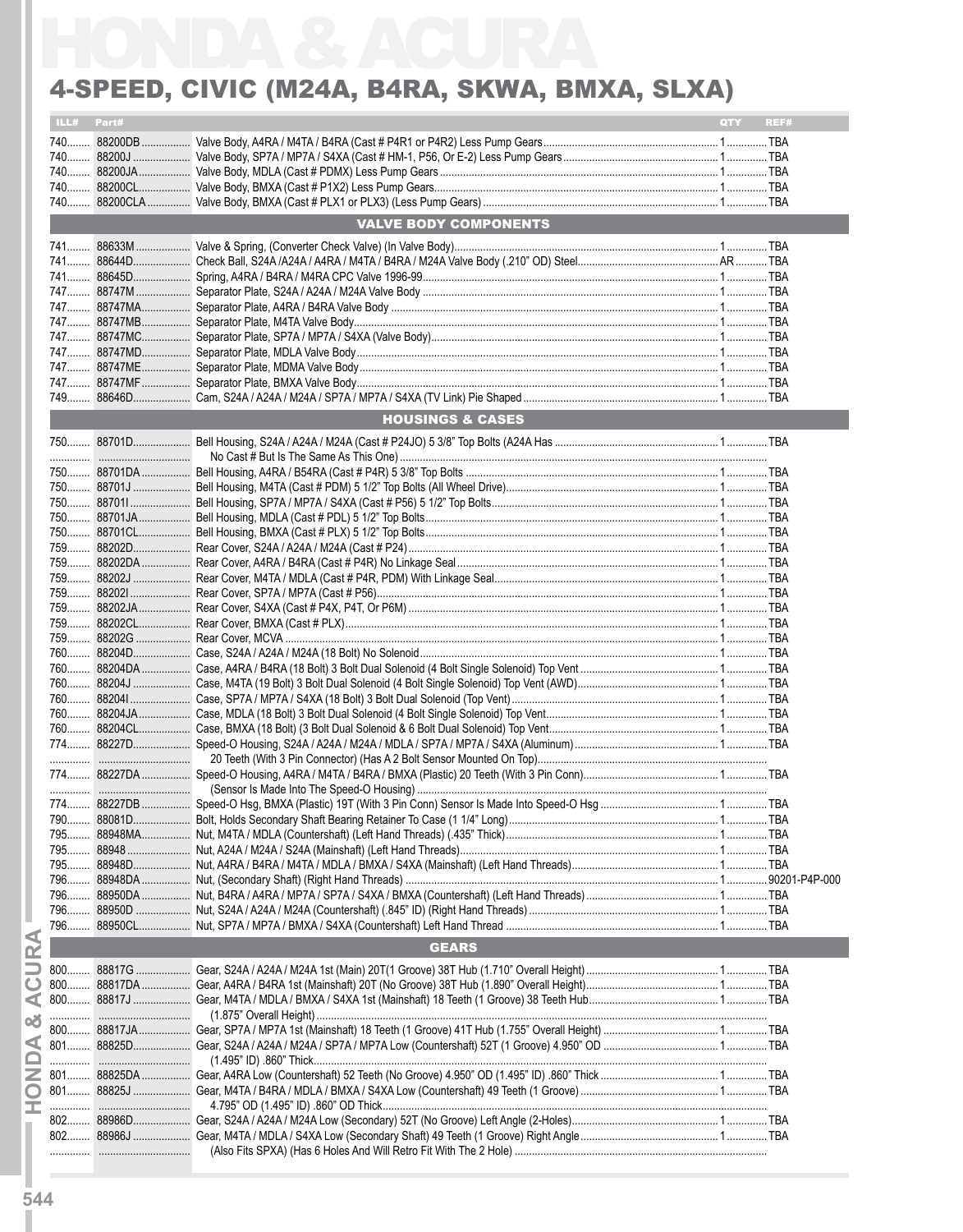# HONDA & ACURA

## 4-SPEED, CIVIC (M24A, B4RA, SKWA, BMXA, SLXA)

| ILL# | Part# | Description | QTY | REF# |
|---|---|---|---|---|
| 740 | 88200DB | Valve Body, A4RA / M4TA / B4RA (Cast # P4R1 or P4R2) Less Pump Gears | 1 | TBA |
| 740 | 88200J | Valve Body, SP7A / MP7A / S4XA (Cast # HM-1, P56, Or E-2) Less Pump Gears | 1 | TBA |
| 740 | 88200JA | Valve Body, MDLA (Cast # PDMX) Less Pump Gears | 1 | TBA |
| 740 | 88200CL | Valve Body, BMXA (Cast # P1X2) Less Pump Gears | 1 | TBA |
| 740 | 88200CLA | Valve Body, BMXA (Cast # PLX1 or PLX3) (Less Pump Gears) | 1 | TBA |
| | | **VALVE BODY COMPONENTS** | | |
| 741 | 88633M | Valve & Spring, (Converter Check Valve) (In Valve Body) | 1 | TBA |
| 741 | 88644D | Check Ball, S24A /A24A / A4RA / M4TA / B4RA / M24A Valve Body (.210" OD) Steel | AR | TBA |
| 741 | 88645D | Spring, A4RA / B4RA / M4RA CPC Valve 1996-99 | 1 | TBA |
| 747 | 88747M | Separator Plate, S24A / A24A / M24A Valve Body | 1 | TBA |
| 747 | 88747MA | Separator Plate, A4RA / B4RA Valve Body | 1 | TBA |
| 747 | 88747MB | Separator Plate, M4TA Valve Body | 1 | TBA |
| 747 | 88747MC | Separator Plate, SP7A / MP7A / S4XA (Valve Body) | 1 | TBA |
| 747 | 88747MD | Separator Plate, MDLA Valve Body | 1 | TBA |
| 747 | 88747ME | Separator Plate, MDMA Valve Body | 1 | TBA |
| 747 | 88747MF | Separator Plate, BMXA Valve Body | 1 | TBA |
| 749 | 88646D | Cam, S24A / A24A / M24A / SP7A / MP7A / S4XA (TV Link) Pie Shaped | 1 | TBA |
| | | **HOUSINGS & CASES** | | |
| 750 | 88701D | Bell Housing, S24A / A24A / M24A (Cast # P24JO) 5 3/8" Top Bolts (A24A Has No Cast # But Is The Same As This One) | 1 | TBA |
| 750 | 88701DA | Bell Housing, A4RA / B54RA (Cast # P4R) 5 3/8" Top Bolts | 1 | TBA |
| 750 | 88701J | Bell Housing, M4TA (Cast # PDM) 5 1/2" Top Bolts (All Wheel Drive) | 1 | TBA |
| 750 | 88701I | Bell Housing, SP7A / MP7A / S4XA (Cast # P56) 5 1/2" Top Bolts | 1 | TBA |
| 750 | 88701JA | Bell Housing, MDLA (Cast # PDL) 5 1/2" Top Bolts | 1 | TBA |
| 750 | 88701CL | Bell Housing, BMXA (Cast # PLX) 5 1/2" Top Bolts | 1 | TBA |
| 759 | 88202D | Rear Cover, S24A / A24A / M24A (Cast # P24) | 1 | TBA |
| 759 | 88202DA | Rear Cover, A4RA / B4RA (Cast # P4R) No Linkage Seal | 1 | TBA |
| 759 | 88202J | Rear Cover, M4TA / MDLA (Cast # P4R, PDM) With Linkage Seal | 1 | TBA |
| 759 | 88202I | Rear Cover, SP7A / MP7A (Cast # P56) | 1 | TBA |
| 759 | 88202JA | Rear Cover, S4XA (Cast # P4X, P4T, Or P6M) | 1 | TBA |
| 759 | 88202CL | Rear Cover, BMXA (Cast # PLX) | 1 | TBA |
| 759 | 88202G | Rear Cover, MCVA | 1 | TBA |
| 760 | 88204D | Case, S24A / A24A / M24A (18 Bolt) No Solenoid | 1 | TBA |
| 760 | 88204DA | Case, A4RA / B4RA (18 Bolt) 3 Bolt Dual Solenoid (4 Bolt Single Solenoid) Top Vent | 1 | TBA |
| 760 | 88204J | Case, M4TA (19 Bolt) 3 Bolt Dual Solenoid (4 Bolt Single Solenoid) Top Vent (AWD) | 1 | TBA |
| 760 | 88204I | Case, SP7A / MP7A / S4XA (18 Bolt) 3 Bolt Dual Solenoid (Top Vent) | 1 | TBA |
| 760 | 88204JA | Case, MDLA (18 Bolt) 3 Bolt Dual Solenoid (4 Bolt Single Solenoid) Top Vent | 1 | TBA |
| 760 | 88204CL | Case, BMXA (18 Bolt) (3 Bolt Dual Solenoid & 6 Bolt Dual Solenoid) Top Vent | 1 | TBA |
| 774 | 88227D | Speed-O Housing, S24A / A24A / M24A / MDLA / SP7A / MP7A / S4XA (Aluminum) 20 Teeth (With 3 Pin Connector) (Has A 2 Bolt Sensor Mounted On Top) | 1 | TBA |
| 774 | 88227DA | Speed-O Housing, A4RA / M4TA / B4RA / BMXA (Plastic) 20 Teeth (With 3 Pin Conn) (Sensor Is Made Into The Speed-O Housing) | 1 | TBA |
| 774 | 88227DB | Speed-O Hsg, BMXA (Plastic) 19T (With 3 Pin Conn) Sensor Is Made Into Speed-O Hsg | 1 | TBA |
| 790 | 88081D | Bolt, Holds Secondary Shaft Bearing Retainer To Case (1 1/4" Long) | 1 | TBA |
| 795 | 88948MA | Nut, M4TA / MDLA (Countershaft) (Left Hand Threads) (.435" Thick) | 1 | TBA |
| 795 | 88948 | Nut, A24A / M24A / S24A (Mainshaft) (Left Hand Threads) | 1 | TBA |
| 795 | 88948D | Nut, A4RA / B4RA / M4TA / MDLA / BMXA / S4XA (Mainshaft) (Left Hand Threads) | 1 | TBA |
| 796 | 88948DA | Nut, (Secondary Shaft) (Right Hand Threads) | 1 | 90201-P4P-000 |
| 796 | 88950DA | Nut, B4RA / A4RA / MP7A / SP7A / S4XA / BMXA (Countershaft) (Left Hand Threads) | 1 | TBA |
| 796 | 88950D | Nut, S24A / A24A / M24A (Countershaft) (.845" ID) (Right Hand Threads) | 1 | TBA |
| 796 | 88950CL | Nut, SP7A / MP7A / BMXA / S4XA (Countershaft) Left Hand Thread | 1 | TBA |
| | | **GEARS** | | |
| 800 | 88817G | Gear, S24A / A24A / M24A 1st (Main) 20T(1 Groove) 38T Hub (1.710" Overall Height) | 1 | TBA |
| 800 | 88817DA | Gear, A4RA / B4RA 1st (Mainshaft) 20T (No Groove) 38T Hub (1.890" Overall Height) | 1 | TBA |
| 800 | 88817J | Gear, M4TA / MDLA / BMXA / S4XA 1st (Mainshaft) 18 Teeth (1 Groove) 38 Teeth Hub (1.875" Overall Height) | 1 | TBA |
| 800 | 88817JA | Gear, SP7A / MP7A 1st (Mainshaft) 18 Teeth (1 Groove) 41T Hub (1.755" Overall Height) | 1 | TBA |
| 801 | 88825D | Gear, S24A / A24A / M24A / SP7A / MP7A Low (Countershaft) 52T (1 Groove) 4.950" OD (1.495" ID) .860" Thick | 1 | TBA |
| 801 | 88825DA | Gear, A4RA Low (Countershaft) 52 Teeth (No Groove) 4.950" OD (1.495" ID) .860" Thick | 1 | TBA |
| 801 | 88825J | Gear, M4TA / B4RA / MDLA / BMXA / S4XA Low (Countershaft) 49 Teeth (1 Groove) 4.795" OD (1.495" ID) .860" OD Thick | 1 | TBA |
| 802 | 88986D | Gear, S24A / A24A / M24A Low (Secondary) 52T (No Groove) Left Angle (2-Holes) | 1 | TBA |
| 802 | 88986J | Gear, M4TA / MDLA / S4XA Low (Secondary Shaft) 49 Teeth (1 Groove) Right Angle (Also Fits SPXA) (Has 6 Holes And Will Retro Fit With The 2 Hole) | 1 | TBA |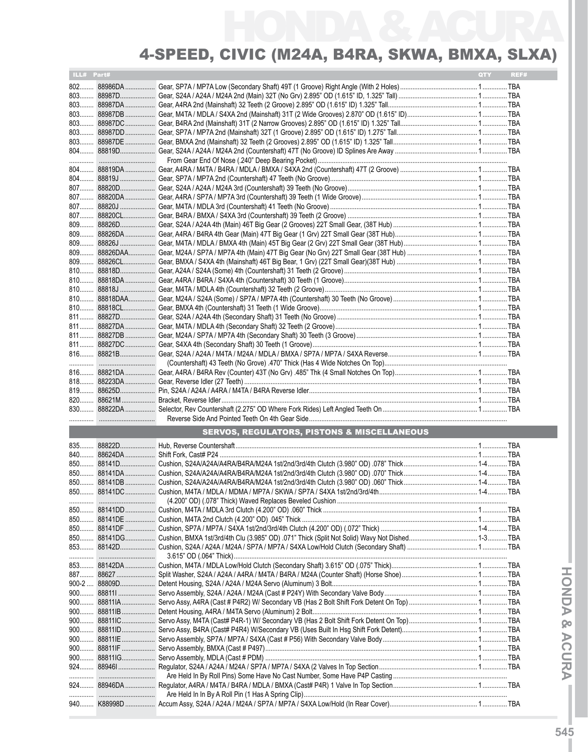# 4-SPEED, CIVIC (M24A, B4RA, SKWA, BMXA, SLXA)

| ILL# | Part# | | QTY | REF# |
|---|---|---|---|---|
| 802 | 88986DA | Gear, SP7A / MP7A Low (Secondary Shaft) 49T (1 Groove) Right Angle (With 2 Holes) | 1 | TBA |
| 803 | 88987D | Gear, S24A / A24A / M24A 2nd (Main) 32T (No Grv) 2.895" OD (1.615" ID, 1.325" Tall) | 1 | TBA |
| 803 | 88987DA | Gear, A4RA 2nd (Mainshaft) 32 Teeth (2 Groove) 2.895" OD (1.615" ID) 1.325" Tall | 1 | TBA |
| 803 | 88987DB | Gear, M4TA / MDLA / S4XA 2nd (Mainshaft) 31T (2 Wide Grooves) 2.870" OD (1.615" ID) | 1 | TBA |
| 803 | 88987DC | Gear, B4RA 2nd (Mainshaft) 31T (2 Narrow Grooves) 2.895" OD (1.615" ID) 1.325" Tall | 1 | TBA |
| 803 | 88987DD | Gear, SP7A / MP7A 2nd (Mainshaft) 32T (1 Groove) 2.895" OD (1.615" ID) 1.275" Tall | 1 | TBA |
| 803 | 88987DE | Gear, BMXA 2nd (Mainshaft) 32 Teeth (2 Grooves) 2.895" OD (1.615" ID) 1.325" Tall | 1 | TBA |
| 804 | 88819D | Gear, S24A / A24A / M24A 2nd (Countershaft) 47T (No Groove) ID Splines Are Away | 1 | TBA |
| | | From Gear End Of Nose (.240" Deep Bearing Pocket) | | |
| 804 | 88819DA | Gear, A4RA / M4TA / B4RA / MDLA / BMXA / S4XA 2nd (Countershaft) 47T (2 Groove) | 1 | TBA |
| 804 | 88819J | Gear, SP7A / MP7A 2nd (Countershaft) 47 Teeth (No Groove) | 1 | TBA |
| 807 | 88820D | Gear, S24A / A24A / M24A 3rd (Countershaft) 39 Teeth (No Groove) | 1 | TBA |
| 807 | 88820DA | Gear, A4RA / SP7A / MP7A 3rd (Countershaft) 39 Teeth (1 Wide Groove) | 1 | TBA |
| 807 | 88820J | Gear, M4TA / MDLA 3rd (Countershaft) 41 Teeth (No Groove) | 1 | TBA |
| 807 | 88820CL | Gear, B4RA / BMXA / S4XA 3rd (Countershaft) 39 Teeth (2 Groove) | 1 | TBA |
| 809 | 88826D | Gear, S24A / A24A 4th (Main) 46T Big Gear (2 Grooves) 22T Small Gear, (38T Hub) | 1 | TBA |
| 809 | 88826DA | Gear, A4RA / B4RA 4th Gear (Main) 47T Big Gear (1 Grv) 22T Small Gear (38T Hub) | 1 | TBA |
| 809 | 88826J | Gear, M4TA / MDLA / BMXA 4th (Main) 45T Big Gear (2 Grv) 22T Small Gear (38T Hub) | 1 | TBA |
| 809 | 88826DAA | Gear, M24A / SP7A / MP7A 4th (Main) 47T Big Gear (No Grv) 22T Small Gear (38T Hub) | 1 | TBA |
| 809 | 88826CL | Gear, BMXA / S4XA 4th (Mainshaft) 46T Big Bear, 1 Grv) (22T Small Gear)(38T Hub) | 1 | TBA |
| 810 | 88818D | Gear, A24A / S24A (Some) 4th (Countershaft) 31 Teeth (2 Groove) | 1 | TBA |
| 810 | 88818DA | Gear, A4RA / B4RA / S4XA 4th (Countershaft) 30 Teeth (1 Groove) | 1 | TBA |
| 810 | 88818J | Gear, M4TA / MDLA 4th (Countershaft) 32 Teeth (2 Groove) | 1 | TBA |
| 810 | 88818DAA | Gear, M24A / S24A (Some) / SP7A / MP7A 4th (Countershaft) 30 Teeth (No Groove) | 1 | TBA |
| 810 | 88818CL | Gear, BMXA 4th (Countershaft) 31 Teeth (1 Wide Groove) | 1 | TBA |
| 811 | 88827D | Gear, S24A / A24A 4th (Secondary Shaft) 31 Teeth (No Groove) | 1 | TBA |
| 811 | 88827DA | Gear, M4TA / MDLA 4th (Secondary Shaft) 32 Teeth (2 Groove) | 1 | TBA |
| 811 | 88827DB | Gear, M24A / SP7A / MP7A 4th (Secondary Shaft) 30 Teeth (3 Groove) | 1 | TBA |
| 811 | 88827DC | Gear, S4XA 4th (Secondary Shaft) 30 Teeth (1 Groove) | 1 | TBA |
| 816 | 88821B | Gear, S24A / A24A / M4TA / M24A / MDLA / BMXA / SP7A / MP7A / S4XA Reverse | 1 | TBA |
| | | (Countershaft) 43 Teeth (No Grove) .470" Thick (Has 4 Wide Notches On Top) | | |
| 816 | 88821DA | Gear, A4RA / B4RA Rev (Counter) 43T (No Grv) .485" Thk (4 Small Notches On Top) | 1 | TBA |
| 818 | 88223DA | Gear, Reverse Idler (27 Teeth) | 1 | TBA |
| 819 | 88625D | Pin, S24A / A24A / A4RA / M4TA / B4RA Reverse Idler | 1 | TBA |
| 820 | 88621M | Bracket, Reverse Idler | 1 | TBA |
| 830 | 88822DA | Selector, Rev Countershaft (2.275" OD Where Fork Rides) Left Angled Teeth On | 1 | TBA |
| | | Reverse Side And Pointed Teeth On 4th Gear Side | | |

## SERVOS, REGULATORS, PISTONS & MISCELLANEOUS

| ILL# | Part# | | QTY | REF# |
|---|---|---|---|---|
| 835 | 88822D | Hub, Reverse Countershaft | 1 | TBA |
| 840 | 88624DA | Shift Fork, Cast# P24 | 1 | TBA |
| 850 | 88141D | Cushion, S24A/A24A/A4RA/B4RA/M24A 1st/2nd/3rd/4th Clutch (3.980" OD) .078" Thick | 1-4 | TBA |
| 850 | 88141DA | Cushion, S24A/A24A/A4RA/B4RA/M24A 1st/2nd/3rd/4th Clutch (3.980" OD) .070" Thick | 1-4 | TBA |
| 850 | 88141DB | Cushion, S24A/A24A/A4RA/B4RA/M24A 1st/2nd/3rd/4th Clutch (3.980" OD) .060" Thick | 1-4 | TBA |
| 850 | 88141DC | Cushion, M4TA / MDLA / MDMA / MP7A / SKWA / SP7A / S4XA 1st/2nd/3rd/4th | 1-4 | TBA |
| | | (4.200" OD) (.078" Thick) Waved Replaces Beveled Cushion | | |
| 850 | 88141DD | Cushion, M4TA / MDLA 3rd Clutch (4.200" OD) .060" Thick | 1 | TBA |
| 850 | 88141DE | Cushion, M4TA 2nd Clutch (4.200" OD) .045" Thick | 1 | TBA |
| 850 | 88141DF | Cushion, SP7A / MP7A / S4XA 1st/2nd/3rd/4th Clutch (4.200" OD) (.072" Thick) | 1-4 | TBA |
| 850 | 88141DG | Cushion, BMXA 1st/3rd/4th Clu (3.985" OD) .071" Thick (Split Not Solid) Wavy Not Dished | 1-3 | TBA |
| 853 | 88142D | Cushion, S24A / A24A / M24A / SP7A / MP7A / S4XA Low/Hold Clutch (Secondary Shaft) | 1 | TBA |
| | | 3.615" OD (.064" Thick) | | |
| 853 | 88142DA | Cushion, M4TA / MDLA Low/Hold Clutch (Secondary Shaft) 3.615" OD (.075" Thick) | 1 | TBA |
| 887 | 88627 | Split Washer, S24A / A24A / A4RA / M4TA / B4RA / M24A (Counter Shaft) (Horse Shoe) | 1 | TBA |
| 900-2 | 88809D | Detent Housing, S24A / A24A / M24A Servo (Aluminum) 3 Bolt | 1 | TBA |
| 900 | 88811I | Servo Assembly, S24A / A24A / M24A (Cast # P24Y) With Secondary Valve Body | 1 | TBA |
| 900 | 88811IA | Servo Assy, A4RA (Cast # P4R2) W/ Secondary VB (Has 2 Bolt Shift Fork Detent On Top) | 1 | TBA |
| 900 | 88811IB | Detent Housing, A4RA / M4TA Servo (Aluminum) 2 Bolt | 1 | TBA |
| 900 | 88811IC | Servo Assy, M4TA (Cast# P4R-1) W/ Secondary VB (Has 2 Bolt Shift Fork Detent On Top) | 1 | TBA |
| 900 | 88811ID | Servo Assy, B4RA (Cast# P4R4) W/Secondary VB (Uses Built In Hsg Shift Fork Detent) | 1 | TBA |
| 900 | 88811IE | Servo Assembly, SP7A / MP7A / S4XA (Cast # P56) With Secondary Valve Body | 1 | TBA |
| 900 | 88811IF | Servo Assembly, BMXA (Cast # P497) | 1 | TBA |
| 900 | 88811IG | Servo Assembly, MDLA (Cast # PDM) | 1 | TBA |
| 924 | 88946I | Regulator, S24A / A24A / M24A / SP7A / MP7A / S4XA (2 Valves In Top Section | 1 | TBA |
| | | Are Held In By Roll Pins) Some Have No Cast Number, Some Have P4P Casting | | |
| 924 | 88946DA | Regulator, A4RA / M4TA / B4RA / MDLA / BMXA (Cast# P4R) 1 Valve In Top Section | 1 | TBA |
| | | Are Held In In By A Roll Pin (1 Has A Spring Clip) | | |
| 940 | K88998D | Accum Assy, S24A / A24A / M24A / SP7A / MP7A / S4XA Low/Hold (In Rear Cover) | 1 | TBA |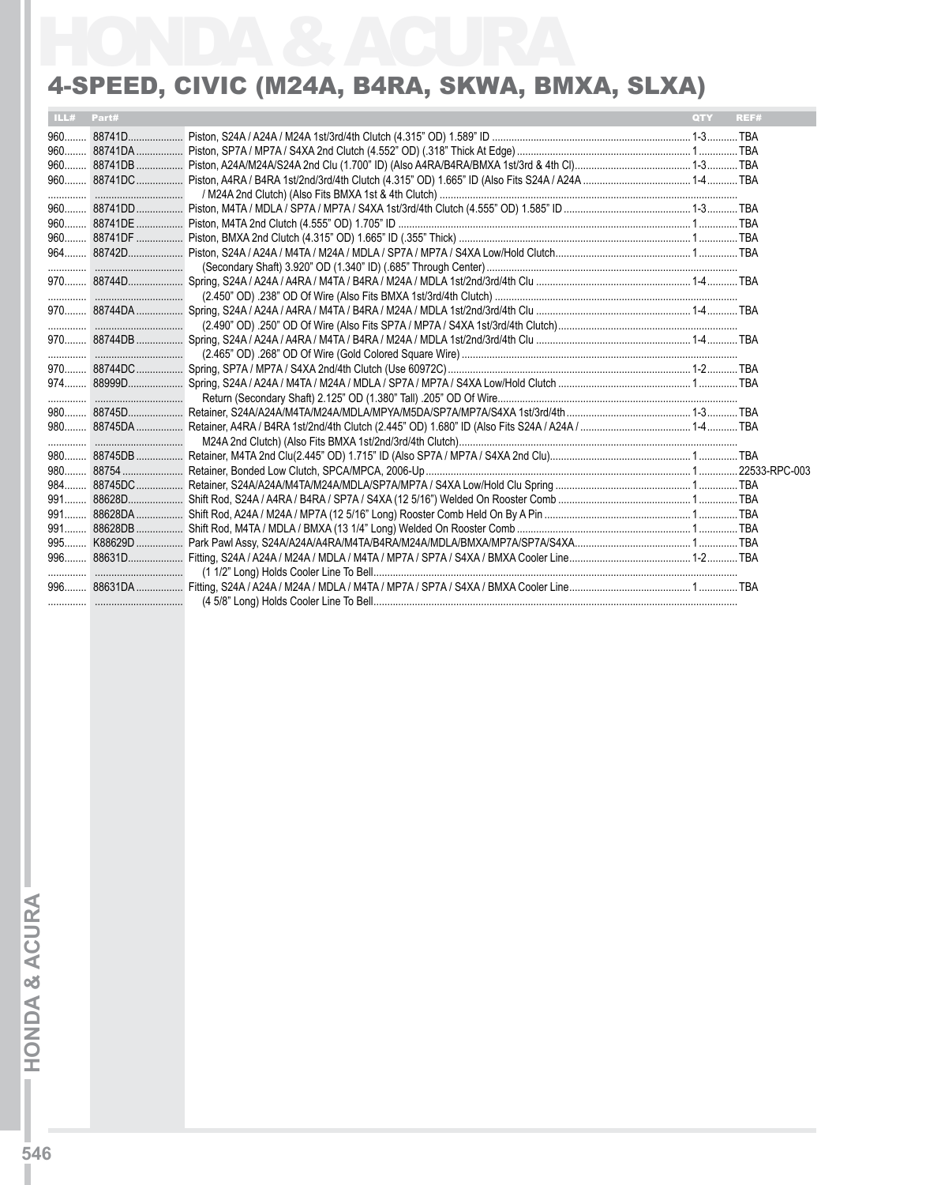# 4-SPEED, CIVIC (M24A, B4RA, SKWA, BMXA, SLXA)

| ILL# | Part# | | QTY | REF# |
|---|---|---|---|---|
| 960 | 88741D | Piston, S24A / A24A / M24A 1st/3rd/4th Clutch (4.315" OD) 1.589" ID | 1-3 | TBA |
| 960 | 88741DA | Piston, SP7A / MP7A / S4XA 2nd Clutch (4.552" OD) (.318" Thick At Edge) | 1 | TBA |
| 960 | 88741DB | Piston, A24A/M24A/S24A 2nd Clu (1.700" ID) (Also A4RA/B4RA/BMXA 1st/3rd & 4th Cl) | 1-3 | TBA |
| 960 | 88741DC | Piston, A4RA / B4RA 1st/2nd/3rd/4th Clutch (4.315" OD) 1.665" ID (Also Fits S24A / A24A | 1-4 | TBA |
| | | / M24A 2nd Clutch) (Also Fits BMXA 1st & 4th Clutch) | | |
| 960 | 88741DD | Piston, M4TA / MDLA / SP7A / MP7A / S4XA 1st/3rd/4th Clutch (4.555" OD) 1.585" ID | 1-3 | TBA |
| 960 | 88741DE | Piston, M4TA 2nd Clutch (4.555" OD) 1.705" ID | 1 | TBA |
| 960 | 88741DF | Piston, BMXA 2nd Clutch (4.315" OD) 1.665" ID (.355" Thick) | 1 | TBA |
| 964 | 88742D | Piston, S24A / A24A / M4TA / M24A / MDLA / SP7A / MP7A / S4XA Low/Hold Clutch | 1 | TBA |
| | | (Secondary Shaft) 3.920" OD (1.340" ID) (.685" Through Center) | | |
| 970 | 88744D | Spring, S24A / A24A / A4RA / M4TA / B4RA / M24A / MDLA 1st/2nd/3rd/4th Clu | 1-4 | TBA |
| | | (2.450" OD) .238" OD Of Wire (Also Fits BMXA 1st/3rd/4th Clutch) | | |
| 970 | 88744DA | Spring, S24A / A24A / A4RA / M4TA / B4RA / M24A / MDLA 1st/2nd/3rd/4th Clu | 1-4 | TBA |
| | | (2.490" OD) .250" OD Of Wire (Also Fits SP7A / MP7A / S4XA 1st/3rd/4th Clutch) | | |
| 970 | 88744DB | Spring, S24A / A24A / A4RA / M4TA / B4RA / M24A / MDLA 1st/2nd/3rd/4th Clu | 1-4 | TBA |
| | | (2.465" OD) .268" OD Of Wire (Gold Colored Square Wire) | | |
| 970 | 88744DC | Spring, SP7A / MP7A / S4XA 2nd/4th Clutch (Use 60972C) | 1-2 | TBA |
| 974 | 88999D | Spring, S24A / A24A / M4TA / M24A / MDLA / SP7A / MP7A / S4XA Low/Hold Clutch | 1 | TBA |
| | | Return (Secondary Shaft) 2.125" OD (1.380" Tall) .205" OD Of Wire | | |
| 980 | 88745D | Retainer, S24A/A24A/M4TA/M24A/MDLA/MPYA/M5DA/SP7A/MP7A/S4XA 1st/3rd/4th | 1-3 | TBA |
| 980 | 88745DA | Retainer, A4RA / B4RA 1st/2nd/4th Clutch (2.445" OD) 1.680" ID (Also Fits S24A / A24A / | 1-4 | TBA |
| | | M24A 2nd Clutch) (Also Fits BMXA 1st/2nd/3rd/4th Clutch) | | |
| 980 | 88745DB | Retainer, M4TA 2nd Clu(2.445" OD) 1.715" ID (Also SP7A / MP7A / S4XA 2nd Clu) | 1 | TBA |
| 980 | 88754 | Retainer, Bonded Low Clutch, SPCA/MPCA, 2006-Up | 1 | 22533-RPC-003 |
| 984 | 88745DC | Retainer, S24A/A24A/M4TA/M24A/MDLA/SP7A/MP7A / S4XA Low/Hold Clu Spring | 1 | TBA |
| 991 | 88628D | Shift Rod, S24A / A4RA / B4RA / SP7A / S4XA (12 5/16") Welded On Rooster Comb | 1 | TBA |
| 991 | 88628DA | Shift Rod, A24A / M24A / MP7A (12 5/16" Long) Rooster Comb Held On By A Pin | 1 | TBA |
| 991 | 88628DB | Shift Rod, M4TA / MDLA / BMXA (13 1/4" Long) Welded On Rooster Comb | 1 | TBA |
| 995 | K88629D | Park Pawl Assy, S24A/A24A/A4RA/M4TA/B4RA/M24A/MDLA/BMXA/MP7A/SP7A/S4XA | 1 | TBA |
| 996 | 88631D | Fitting, S24A / A24A / M24A / MDLA / M4TA / MP7A / SP7A / S4XA / BMXA Cooler Line | 1-2 | TBA |
| | | (1 1/2" Long) Holds Cooler Line To Bell | | |
| 996 | 88631DA | Fitting, S24A / A24A / M24A / MDLA / M4TA / MP7A / SP7A / S4XA / BMXA Cooler Line | 1 | TBA |
| | | (4 5/8" Long) Holds Cooler Line To Bell | | |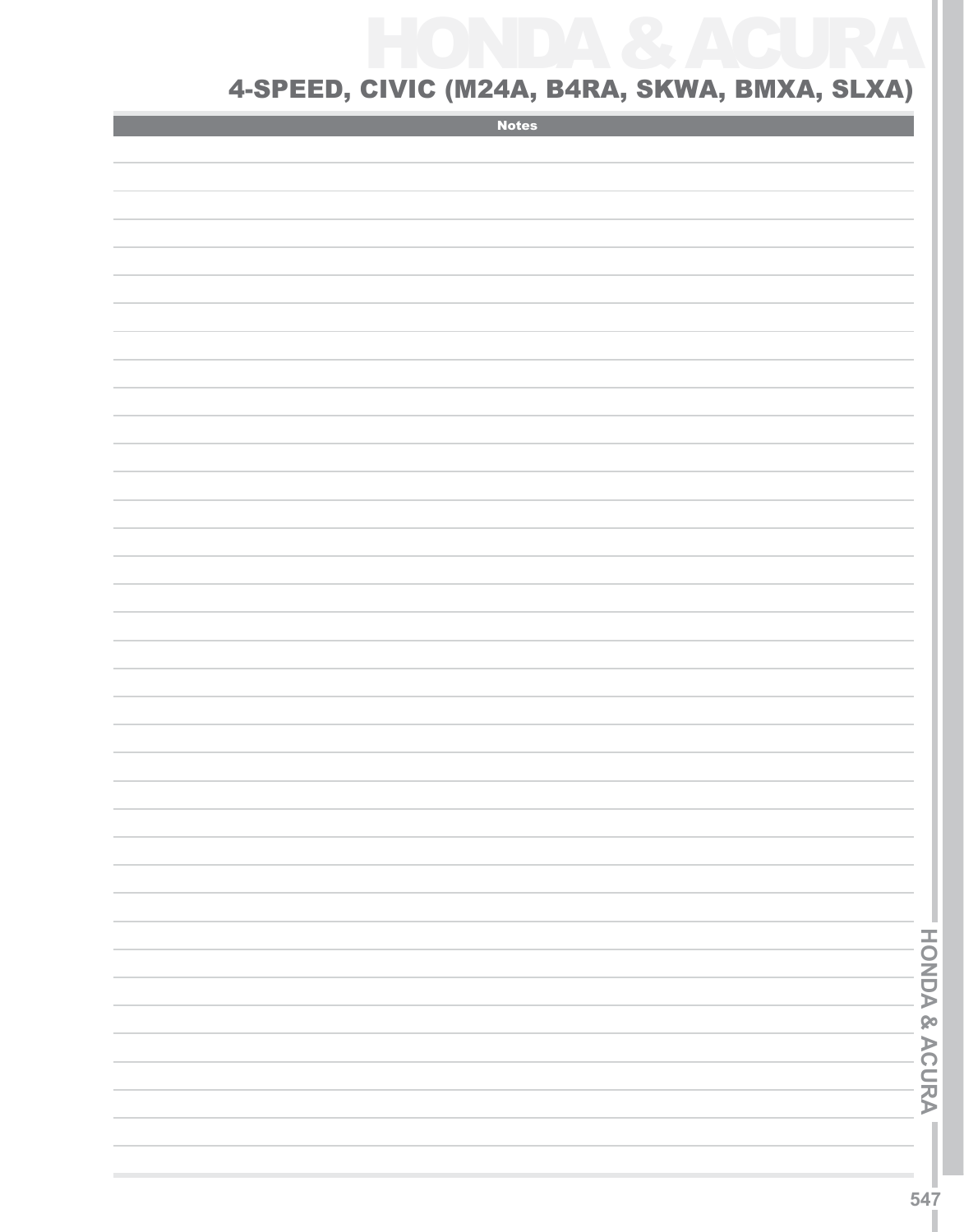# 4-SPEED, CIVIC (M24A, B4RA, SKWA, BMXA, SLXA)

## Notes